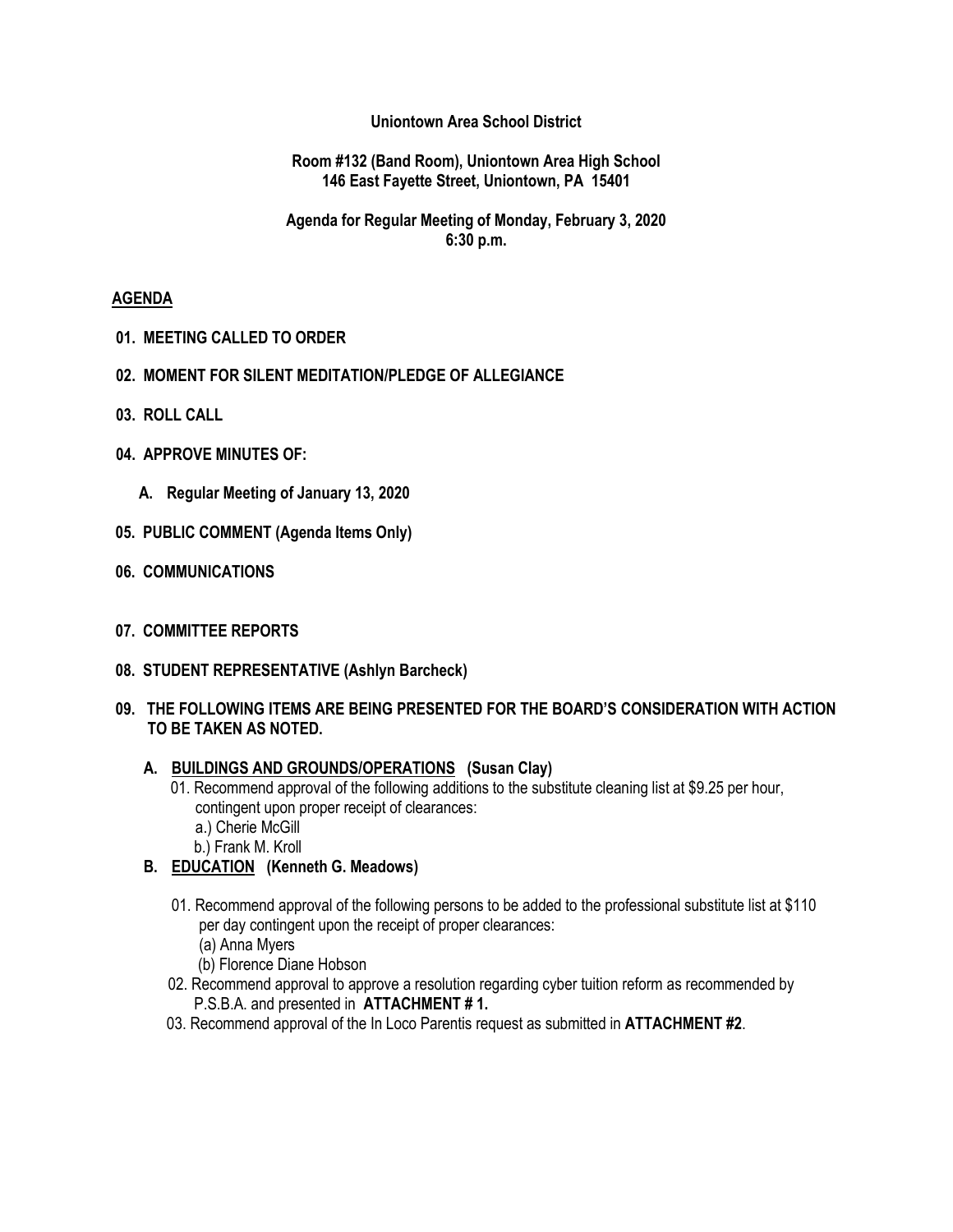**Uniontown Area School District**

**Room #132 (Band Room), Uniontown Area High School**
**146 East Fayette Street, Uniontown, PA 15401**

**Agenda for Regular Meeting of Monday, February 3, 2020**
**6:30 p.m.**

**AGENDA**

**01. MEETING CALLED TO ORDER**

**02. MOMENT FOR SILENT MEDITATION/PLEDGE OF ALLEGIANCE**

**03. ROLL CALL**

**04. APPROVE MINUTES OF:**

**A. Regular Meeting of January 13, 2020**

**05. PUBLIC COMMENT (Agenda Items Only)**

**06. COMMUNICATIONS**

**07. COMMITTEE REPORTS**

**08. STUDENT REPRESENTATIVE (Ashlyn Barcheck)**

**09. THE FOLLOWING ITEMS ARE BEING PRESENTED FOR THE BOARD'S CONSIDERATION WITH ACTION TO BE TAKEN AS NOTED.**

**A. BUILDINGS AND GROUNDS/OPERATIONS (Susan Clay)**

01. Recommend approval of the following additions to the substitute cleaning list at $9.25 per hour, contingent upon proper receipt of clearances:
    a.) Cherie McGill
    b.) Frank M. Kroll

**B. EDUCATION (Kenneth G. Meadows)**

01. Recommend approval of the following persons to be added to the professional substitute list at $110 per day contingent upon the receipt of proper clearances:
    (a) Anna Myers
    (b) Florence Diane Hobson

02. Recommend approval to approve a resolution regarding cyber tuition reform as recommended by P.S.B.A. and presented in **ATTACHMENT # 1.**

03. Recommend approval of the In Loco Parentis request as submitted in **ATTACHMENT #2**.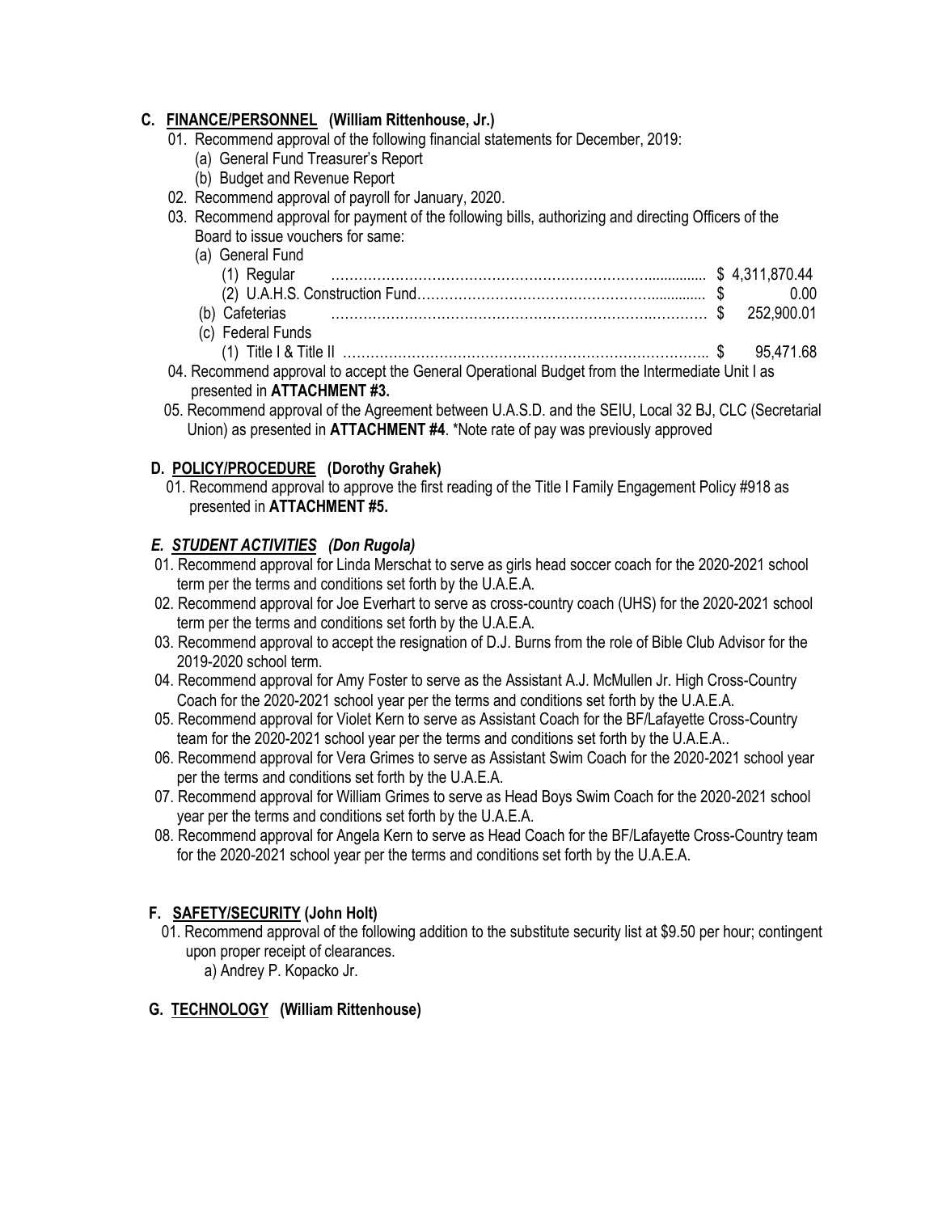## C. FINANCE/PERSONNEL (William Rittenhouse, Jr.)

01. Recommend approval of the following financial statements for December, 2019:
    - (a) General Fund Treasurer's Report
    - (b) Budget and Revenue Report
02. Recommend approval of payroll for January, 2020.
03. Recommend approval for payment of the following bills, authorizing and directing Officers of the Board to issue vouchers for same:
    - (a) General Fund
        - (1) Regular ……………………………………………………………............. $ 4,311,870.44
        - (2) U.A.H.S. Construction Fund……………………………………………............. $ 0.00
    - (b) Cafeterias ………………………………………………………….………. $ 252,900.01
    - (c) Federal Funds
        - (1) Title I & Title II ……………………………………………………………….. $ 95,471.68
04. Recommend approval to accept the General Operational Budget from the Intermediate Unit I as presented in **ATTACHMENT #3.**
05. Recommend approval of the Agreement between U.A.S.D. and the SEIU, Local 32 BJ, CLC (Secretarial Union) as presented in **ATTACHMENT #4**. *Note rate of pay was previously approved

## D. POLICY/PROCEDURE (Dorothy Grahek)

01. Recommend approval to approve the first reading of the Title I Family Engagement Policy #918 as presented in **ATTACHMENT #5.**

## *E. STUDENT ACTIVITIES (Don Rugola)*

01. Recommend approval for Linda Merschat to serve as girls head soccer coach for the 2020-2021 school term per the terms and conditions set forth by the U.A.E.A.
02. Recommend approval for Joe Everhart to serve as cross-country coach (UHS) for the 2020-2021 school term per the terms and conditions set forth by the U.A.E.A.
03. Recommend approval to accept the resignation of D.J. Burns from the role of Bible Club Advisor for the 2019-2020 school term.
04. Recommend approval for Amy Foster to serve as the Assistant A.J. McMullen Jr. High Cross-Country Coach for the 2020-2021 school year per the terms and conditions set forth by the U.A.E.A.
05. Recommend approval for Violet Kern to serve as Assistant Coach for the BF/Lafayette Cross-Country team for the 2020-2021 school year per the terms and conditions set forth by the U.A.E.A..
06. Recommend approval for Vera Grimes to serve as Assistant Swim Coach for the 2020-2021 school year per the terms and conditions set forth by the U.A.E.A.
07. Recommend approval for William Grimes to serve as Head Boys Swim Coach for the 2020-2021 school year per the terms and conditions set forth by the U.A.E.A.
08. Recommend approval for Angela Kern to serve as Head Coach for the BF/Lafayette Cross-Country team for the 2020-2021 school year per the terms and conditions set forth by the U.A.E.A.

## F. SAFETY/SECURITY (John Holt)

01. Recommend approval of the following addition to the substitute security list at $9.50 per hour; contingent upon proper receipt of clearances.
    - a) Andrey P. Kopacko Jr.

## G. TECHNOLOGY (William Rittenhouse)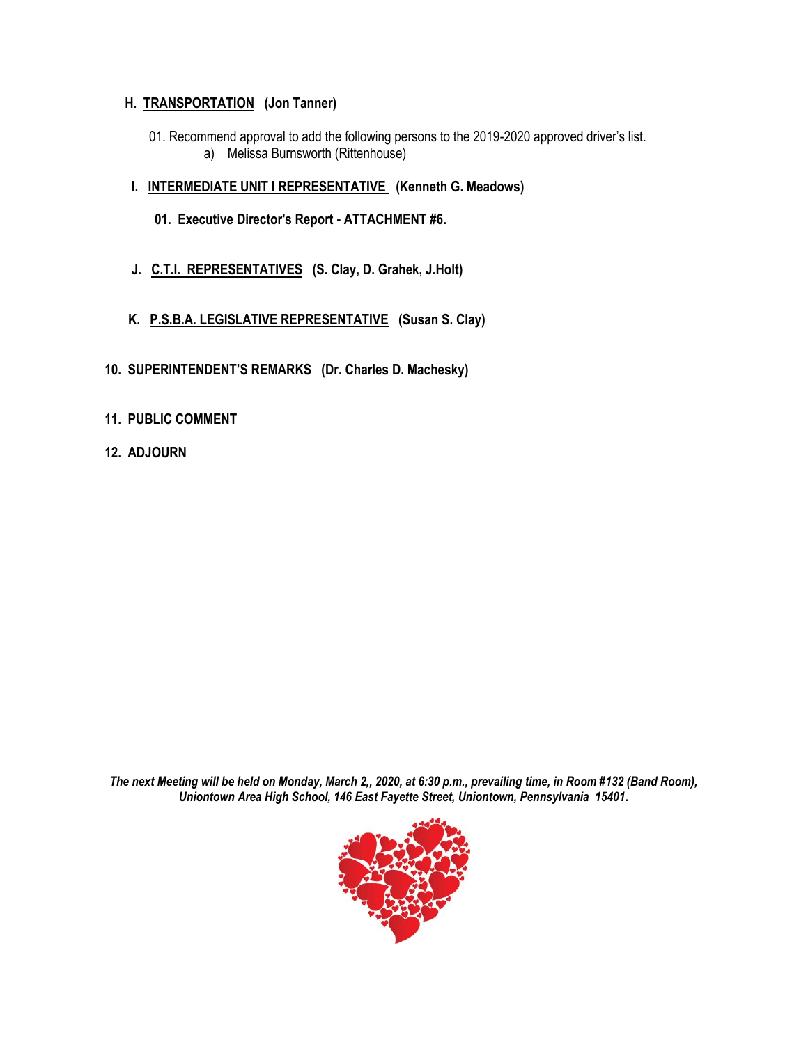**H. TRANSPORTATION (Jon Tanner)**

01. Recommend approval to add the following persons to the 2019-2020 approved driver's list.
    a) Melissa Burnsworth (Rittenhouse)

**I. INTERMEDIATE UNIT I REPRESENTATIVE (Kenneth G. Meadows)**

**01. Executive Director's Report - ATTACHMENT #6.**

**J. C.T.I. REPRESENTATIVES (S. Clay, D. Grahek, J.Holt)**

**K. P.S.B.A. LEGISLATIVE REPRESENTATIVE (Susan S. Clay)**

**10. SUPERINTENDENT'S REMARKS (Dr. Charles D. Machesky)**

**11. PUBLIC COMMENT**

**12. ADJOURN**

***The next Meeting will be held on Monday, March 2,, 2020, at 6:30 p.m., prevailing time, in Room #132 (Band Room), Uniontown Area High School, 146 East Fayette Street, Uniontown, Pennsylvania 15401.***